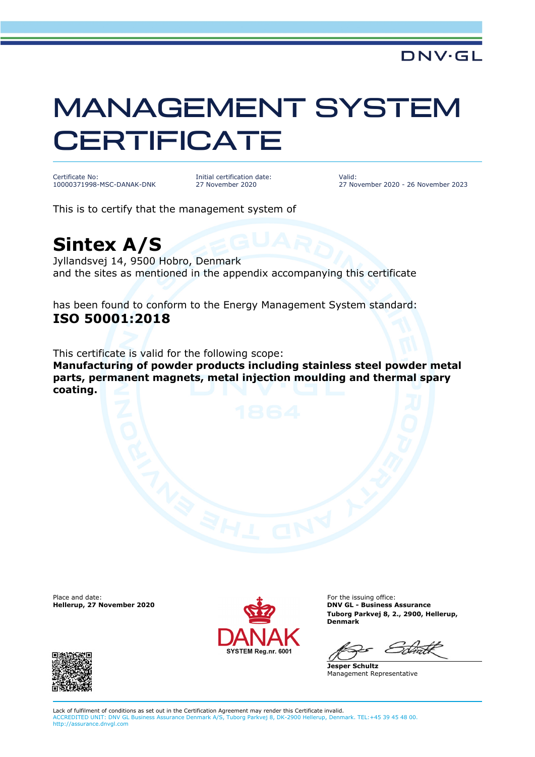DNV·GL

# MANAGEMENT SYSTEM CERTIFICATE

Certificate No:
10000371998-MSC-DANAK-DNK

Initial certification date:
27 November 2020

Valid:
27 November 2020 - 26 November 2023

This is to certify that the management system of

## Sintex A/S

Jyllandsvej 14, 9500 Hobro, Denmark
and the sites as mentioned in the appendix accompanying this certificate

has been found to conform to the Energy Management System standard:
**ISO 50001:2018**

This certificate is valid for the following scope:
**Manufacturing of powder products including stainless steel powder metal parts, permanent magnets, metal injection moulding and thermal spary coating.**

Place and date:
**Hellerup, 27 November 2020**

DANAK
SYSTEM Reg.nr. 6001

For the issuing office:
**DNV GL - Business Assurance**
**Tuborg Parkvej 8, 2., 2900, Hellerup, Denmark**

**Jesper Schultz**
Management Representative

Lack of fulfilment of conditions as set out in the Certification Agreement may render this Certificate invalid.
ACCREDITED UNIT: DNV GL Business Assurance Denmark A/S, Tuborg Parkvej 8, DK-2900 Hellerup, Denmark. TEL:+45 39 45 48 00. http://assurance.dnvgl.com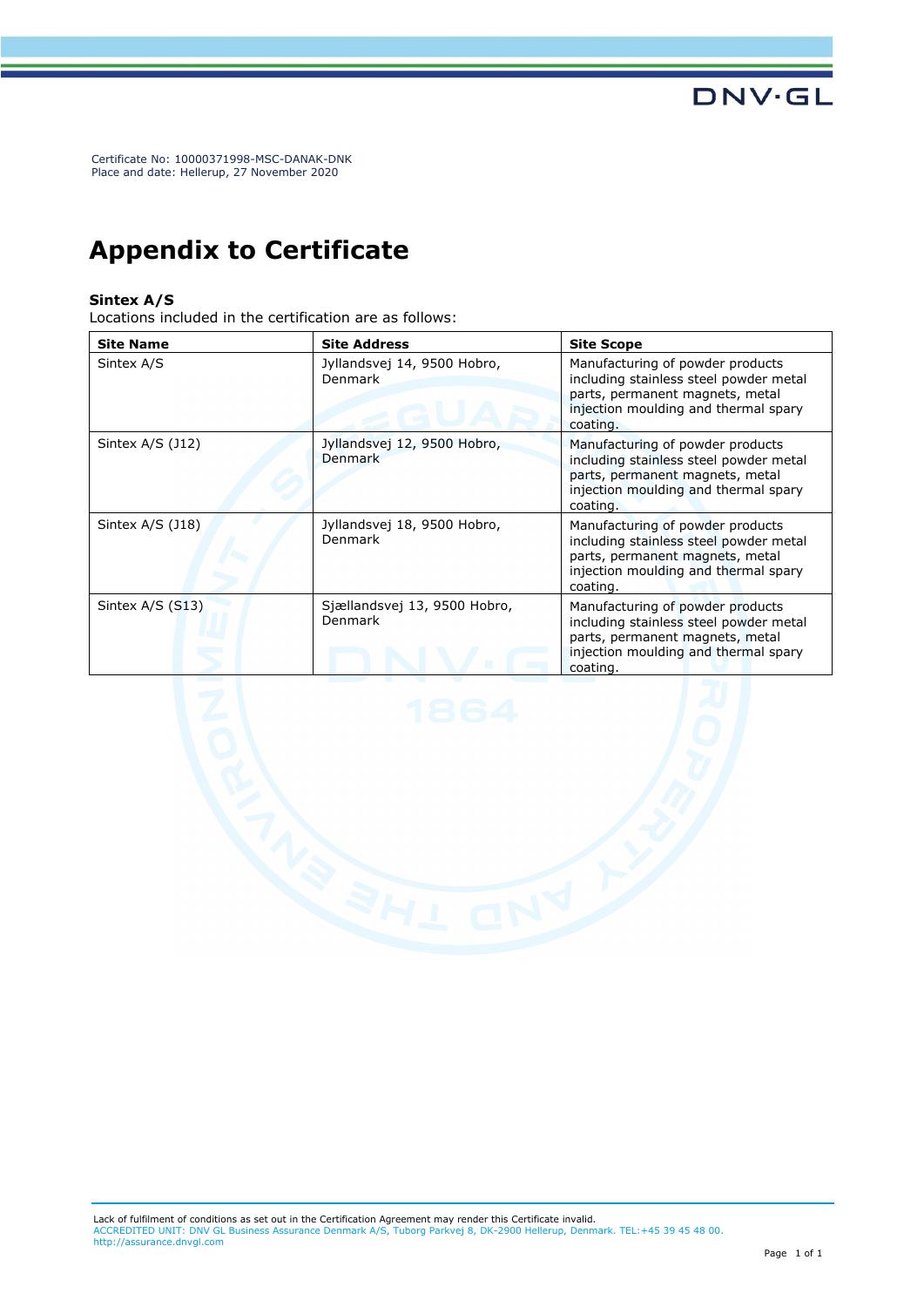Certificate No: 10000371998-MSC-DANAK-DNK
Place and date: Hellerup, 27 November 2020

# Appendix to Certificate

**Sintex A/S**
Locations included in the certification are as follows:

| Site Name | Site Address | Site Scope |
|---|---|---|
| Sintex A/S | Jyllandsvej 14, 9500 Hobro, Denmark | Manufacturing of powder products including stainless steel powder metal parts, permanent magnets, metal injection moulding and thermal spary coating. |
| Sintex A/S (J12) | Jyllandsvej 12, 9500 Hobro, Denmark | Manufacturing of powder products including stainless steel powder metal parts, permanent magnets, metal injection moulding and thermal spary coating. |
| Sintex A/S (J18) | Jyllandsvej 18, 9500 Hobro, Denmark | Manufacturing of powder products including stainless steel powder metal parts, permanent magnets, metal injection moulding and thermal spary coating. |
| Sintex A/S (S13) | Sjællandsvej 13, 9500 Hobro, Denmark | Manufacturing of powder products including stainless steel powder metal parts, permanent magnets, metal injection moulding and thermal spary coating. |

Lack of fulfilment of conditions as set out in the Certification Agreement may render this Certificate invalid.
ACCREDITED UNIT: DNV GL Business Assurance Denmark A/S, Tuborg Parkvej 8, DK-2900 Hellerup, Denmark. TEL:+45 39 45 48 00. http://assurance.dnvgl.com